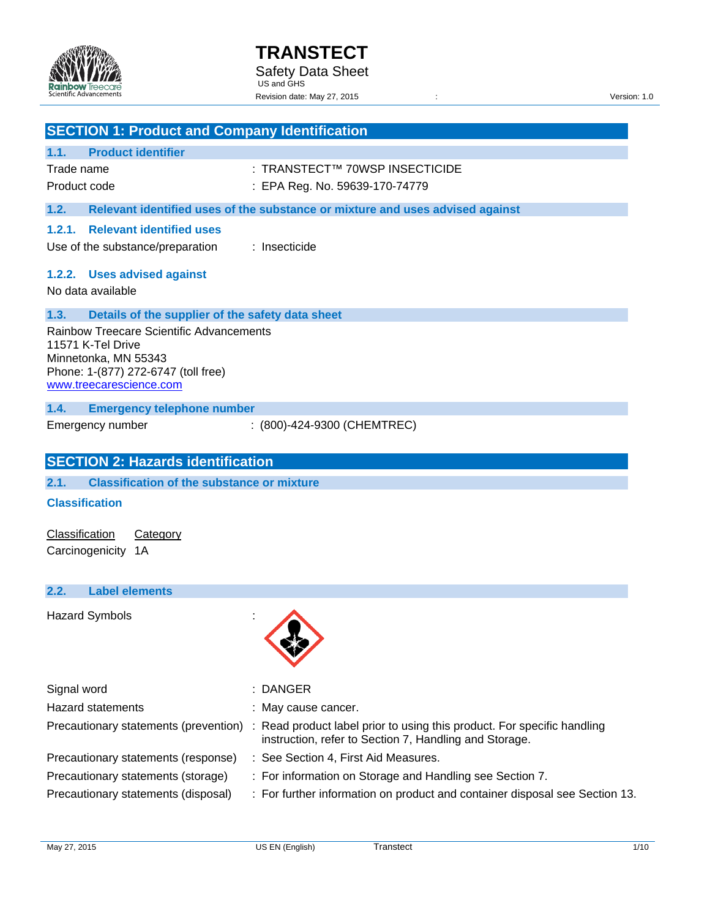# TRANSTECT

Safety Data Sheet
US and GHS
Revision date: May 27, 2015 : Version: 1.0

## SECTION 1: Product and Company Identification

### 1.1. Product identifier

Trade name : TRANSTECT™ 70WSP INSECTICIDE
Product code : EPA Reg. No. 59639-170-74779

### 1.2. Relevant identified uses of the substance or mixture and uses advised against

#### 1.2.1. Relevant identified uses

Use of the substance/preparation : Insecticide

#### 1.2.2. Uses advised against

No data available

### 1.3. Details of the supplier of the safety data sheet

Rainbow Treecare Scientific Advancements
11571 K-Tel Drive
Minnetonka, MN 55343
Phone: 1-(877) 272-6747 (toll free)
www.treecarescience.com

### 1.4. Emergency telephone number

Emergency number : (800)-424-9300 (CHEMTREC)

## SECTION 2: Hazards identification

### 2.1. Classification of the substance or mixture

**Classification**

| Classification | Category |
|---|---|
| Carcinogenicity | 1A |

### 2.2. Label elements

Hazard Symbols :

Signal word : DANGER

Hazard statements : May cause cancer.

Precautionary statements (prevention) : Read product label prior to using this product. For specific handling instruction, refer to Section 7, Handling and Storage.

Precautionary statements (response) : See Section 4, First Aid Measures.

Precautionary statements (storage) : For information on Storage and Handling see Section 7.

Precautionary statements (disposal) : For further information on product and container disposal see Section 13.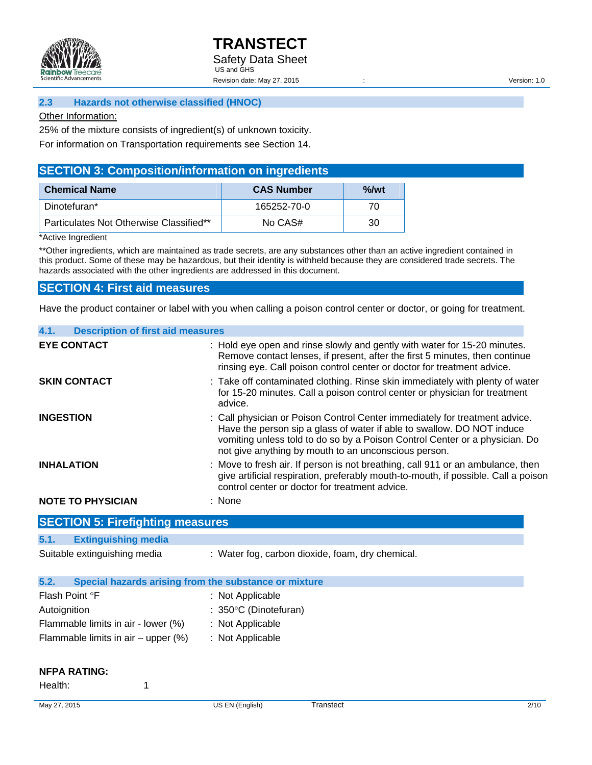### 2.3 Hazards not otherwise classified (HNOC)

Other Information:

25% of the mixture consists of ingredient(s) of unknown toxicity.

For information on Transportation requirements see Section 14.

## SECTION 3: Composition/information on ingredients

| Chemical Name | CAS Number | %/wt |
| --- | --- | --- |
| Dinotefuran* | 165252-70-0 | 70 |
| Particulates Not Otherwise Classified** | No CAS# | 30 |

*Active Ingredient

**Other ingredients, which are maintained as trade secrets, are any substances other than an active ingredient contained in this product. Some of these may be hazardous, but their identity is withheld because they are considered trade secrets. The hazards associated with the other ingredients are addressed in this document.

## SECTION 4: First aid measures

Have the product container or label with you when calling a poison control center or doctor, or going for treatment.

### 4.1. Description of first aid measures

**EYE CONTACT** : Hold eye open and rinse slowly and gently with water for 15-20 minutes. Remove contact lenses, if present, after the first 5 minutes, then continue rinsing eye. Call poison control center or doctor for treatment advice.

**SKIN CONTACT** : Take off contaminated clothing. Rinse skin immediately with plenty of water for 15-20 minutes. Call a poison control center or physician for treatment advice.

**INGESTION** : Call physician or Poison Control Center immediately for treatment advice. Have the person sip a glass of water if able to swallow. DO NOT induce vomiting unless told to do so by a Poison Control Center or a physician. Do not give anything by mouth to an unconscious person.

**INHALATION** : Move to fresh air. If person is not breathing, call 911 or an ambulance, then give artificial respiration, preferably mouth-to-mouth, if possible. Call a poison control center or doctor for treatment advice.

**NOTE TO PHYSICIAN** : None

## SECTION 5: Firefighting measures

### 5.1. Extinguishing media

Suitable extinguishing media : Water fog, carbon dioxide, foam, dry chemical.

### 5.2. Special hazards arising from the substance or mixture

Flash Point °F : Not Applicable

Autoignition : 350°C (Dinotefuran)

Flammable limits in air - lower (%) : Not Applicable

Flammable limits in air – upper (%) : Not Applicable

**NFPA RATING:**

Health: 1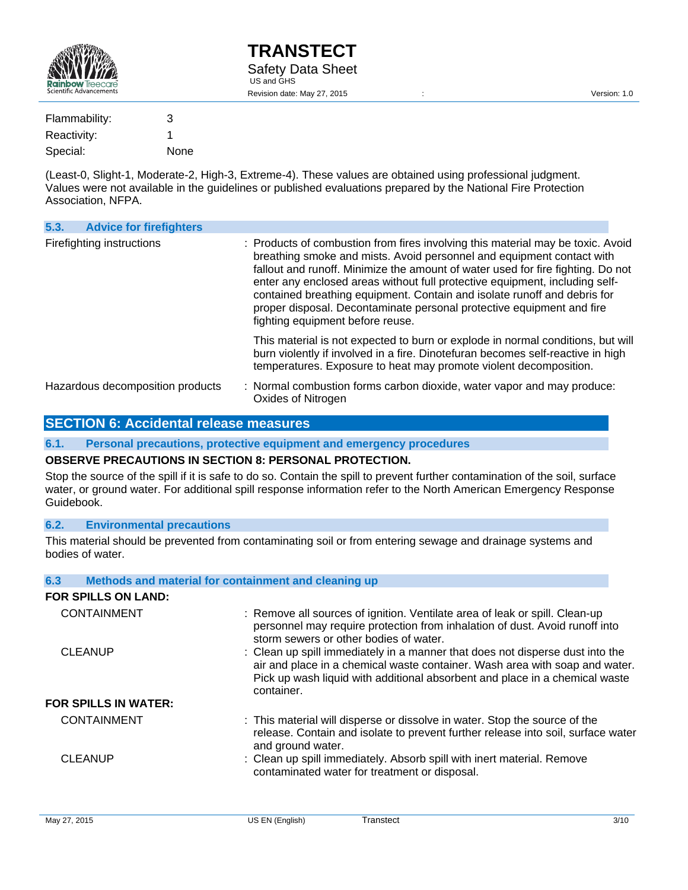| | |
|---|---|
| Flammability: | 3 |
| Reactivity: | 1 |
| Special: | None |

(Least-0, Slight-1, Moderate-2, High-3, Extreme-4). These values are obtained using professional judgment. Values were not available in the guidelines or published evaluations prepared by the National Fire Protection Association, NFPA.

### 5.3. Advice for firefighters

Firefighting instructions : Products of combustion from fires involving this material may be toxic. Avoid breathing smoke and mists. Avoid personnel and equipment contact with fallout and runoff. Minimize the amount of water used for fire fighting. Do not enter any enclosed areas without full protective equipment, including self-contained breathing equipment. Contain and isolate runoff and debris for proper disposal. Decontaminate personal protective equipment and fire fighting equipment before reuse.

This material is not expected to burn or explode in normal conditions, but will burn violently if involved in a fire. Dinotefuran becomes self-reactive in high temperatures. Exposure to heat may promote violent decomposition.

Hazardous decomposition products : Normal combustion forms carbon dioxide, water vapor and may produce: Oxides of Nitrogen

## SECTION 6: Accidental release measures

### 6.1. Personal precautions, protective equipment and emergency procedures

**OBSERVE PRECAUTIONS IN SECTION 8: PERSONAL PROTECTION.**

Stop the source of the spill if it is safe to do so. Contain the spill to prevent further contamination of the soil, surface water, or ground water. For additional spill response information refer to the North American Emergency Response Guidebook.

### 6.2. Environmental precautions

This material should be prevented from contaminating soil or from entering sewage and drainage systems and bodies of water.

### 6.3 Methods and material for containment and cleaning up

**FOR SPILLS ON LAND:**

CONTAINMENT : Remove all sources of ignition. Ventilate area of leak or spill. Clean-up personnel may require protection from inhalation of dust. Avoid runoff into storm sewers or other bodies of water.

CLEANUP : Clean up spill immediately in a manner that does not disperse dust into the air and place in a chemical waste container. Wash area with soap and water. Pick up wash liquid with additional absorbent and place in a chemical waste container.

**FOR SPILLS IN WATER:**

CONTAINMENT : This material will disperse or dissolve in water. Stop the source of the release. Contain and isolate to prevent further release into soil, surface water and ground water.

CLEANUP : Clean up spill immediately. Absorb spill with inert material. Remove contaminated water for treatment or disposal.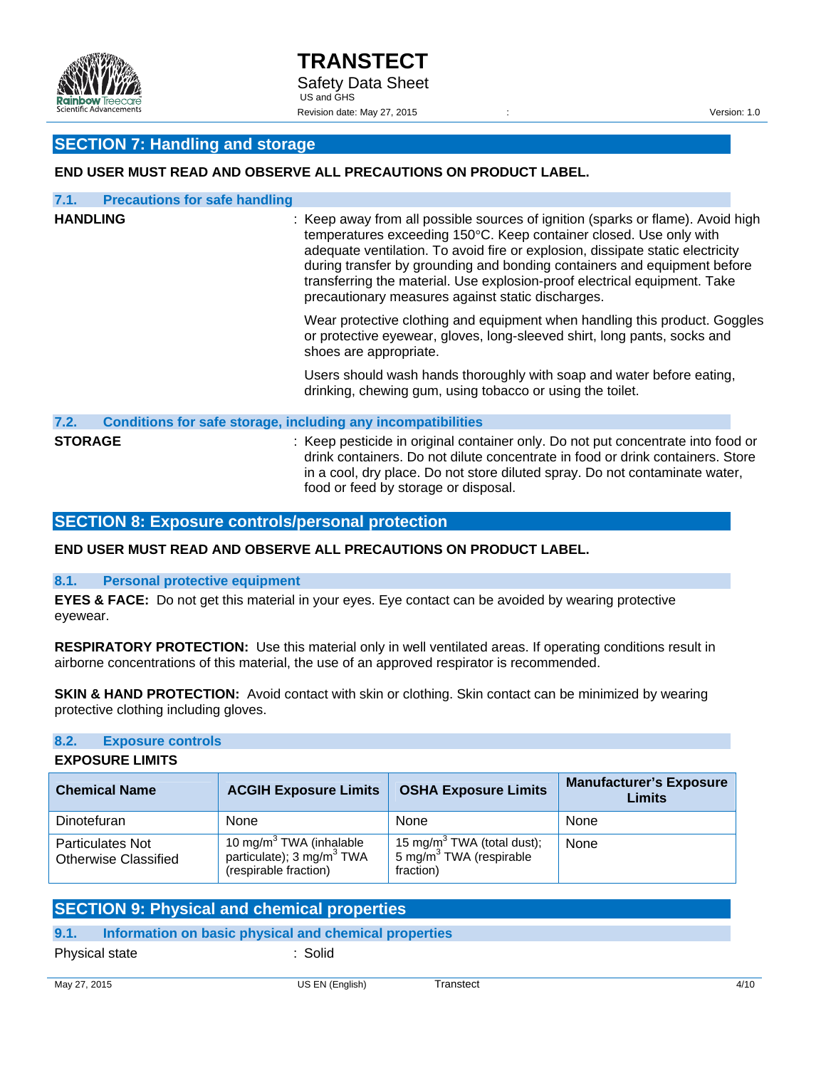## SECTION 7: Handling and storage

**END USER MUST READ AND OBSERVE ALL PRECAUTIONS ON PRODUCT LABEL.**

### 7.1. Precautions for safe handling

**HANDLING** : Keep away from all possible sources of ignition (sparks or flame). Avoid high temperatures exceeding 150°C. Keep container closed. Use only with adequate ventilation. To avoid fire or explosion, dissipate static electricity during transfer by grounding and bonding containers and equipment before transferring the material. Use explosion-proof electrical equipment. Take precautionary measures against static discharges.

Wear protective clothing and equipment when handling this product. Goggles or protective eyewear, gloves, long-sleeved shirt, long pants, socks and shoes are appropriate.

Users should wash hands thoroughly with soap and water before eating, drinking, chewing gum, using tobacco or using the toilet.

### 7.2. Conditions for safe storage, including any incompatibilities

**STORAGE** : Keep pesticide in original container only. Do not put concentrate into food or drink containers. Do not dilute concentrate in food or drink containers. Store in a cool, dry place. Do not store diluted spray. Do not contaminate water, food or feed by storage or disposal.

## SECTION 8: Exposure controls/personal protection

**END USER MUST READ AND OBSERVE ALL PRECAUTIONS ON PRODUCT LABEL.**

### 8.1. Personal protective equipment

**EYES & FACE:** Do not get this material in your eyes. Eye contact can be avoided by wearing protective eyewear.

**RESPIRATORY PROTECTION:** Use this material only in well ventilated areas. If operating conditions result in airborne concentrations of this material, the use of an approved respirator is recommended.

**SKIN & HAND PROTECTION:** Avoid contact with skin or clothing. Skin contact can be minimized by wearing protective clothing including gloves.

### 8.2. Exposure controls

**EXPOSURE LIMITS**

| Chemical Name | ACGIH Exposure Limits | OSHA Exposure Limits | Manufacturer's Exposure Limits |
|---|---|---|---|
| Dinotefuran | None | None | None |
| Particulates Not Otherwise Classified | 10 $mg/m^3$ TWA (inhalable particulate); 3 $mg/m^3$ TWA (respirable fraction) | 15 $mg/m^3$ TWA (total dust); 5 $mg/m^3$ TWA (respirable fraction) | None |

## SECTION 9: Physical and chemical properties

### 9.1. Information on basic physical and chemical properties

Physical state : Solid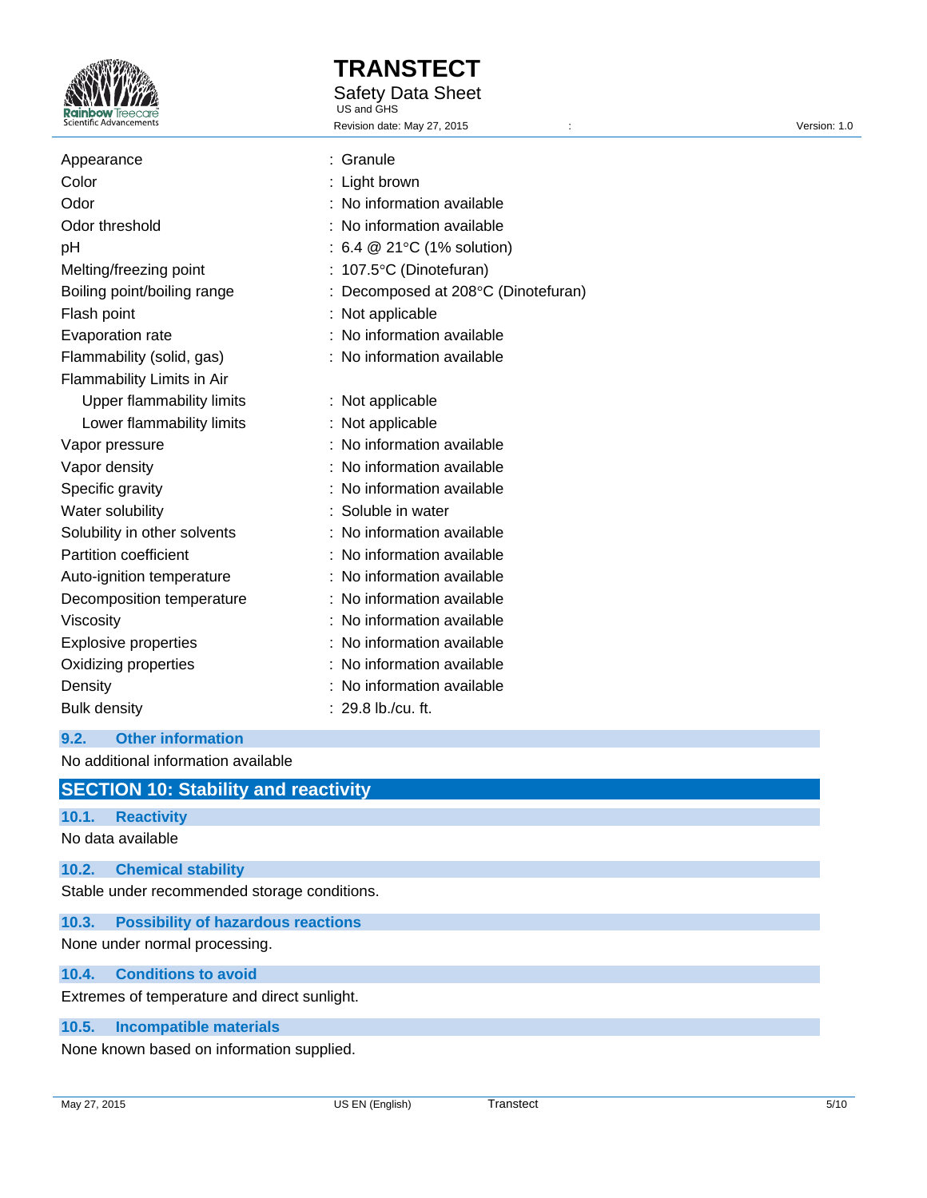| | |
|---|---|
| Appearance | : Granule |
| Color | : Light brown |
| Odor | : No information available |
| Odor threshold | : No information available |
| pH | : 6.4 @ 21°C (1% solution) |
| Melting/freezing point | : 107.5°C (Dinotefuran) |
| Boiling point/boiling range | : Decomposed at 208°C (Dinotefuran) |
| Flash point | : Not applicable |
| Evaporation rate | : No information available |
| Flammability (solid, gas) | : No information available |
| Flammability Limits in Air | |
| Upper flammability limits | : Not applicable |
| Lower flammability limits | : Not applicable |
| Vapor pressure | : No information available |
| Vapor density | : No information available |
| Specific gravity | : No information available |
| Water solubility | : Soluble in water |
| Solubility in other solvents | : No information available |
| Partition coefficient | : No information available |
| Auto-ignition temperature | : No information available |
| Decomposition temperature | : No information available |
| Viscosity | : No information available |
| Explosive properties | : No information available |
| Oxidizing properties | : No information available |
| Density | : No information available |
| Bulk density | : 29.8 lb./cu. ft. |

### 9.2. Other information

No additional information available

## SECTION 10: Stability and reactivity

### 10.1. Reactivity

No data available

### 10.2. Chemical stability

Stable under recommended storage conditions.

### 10.3. Possibility of hazardous reactions

None under normal processing.

### 10.4. Conditions to avoid

Extremes of temperature and direct sunlight.

### 10.5. Incompatible materials

None known based on information supplied.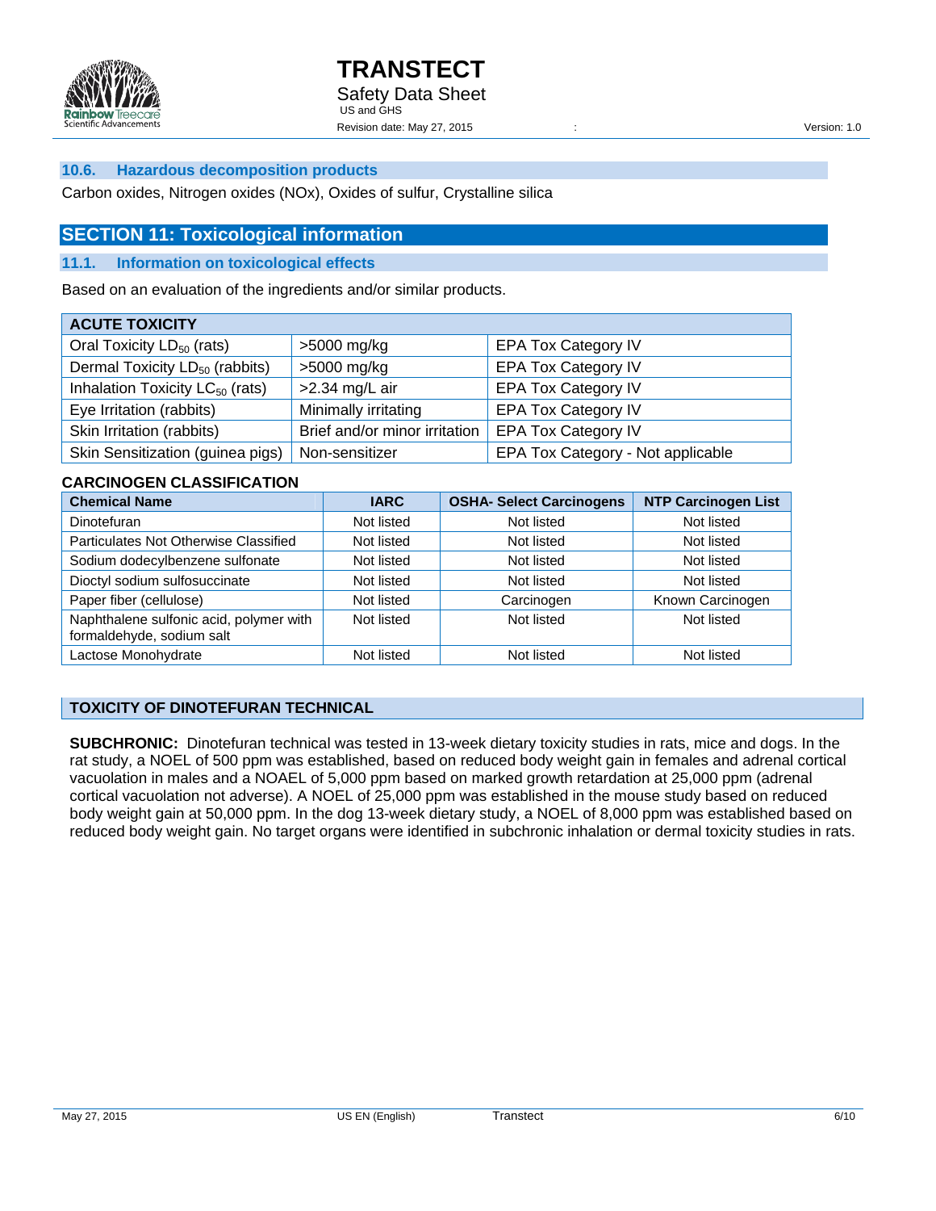### 10.6. Hazardous decomposition products

Carbon oxides, Nitrogen oxides (NOx), Oxides of sulfur, Crystalline silica

## SECTION 11: Toxicological information

### 11.1. Information on toxicological effects

Based on an evaluation of the ingredients and/or similar products.

| ACUTE TOXICITY | | |
|---|---|---|
| Oral Toxicity $LD_{50}$ (rats) | >5000 mg/kg | EPA Tox Category IV |
| Dermal Toxicity $LD_{50}$ (rabbits) | >5000 mg/kg | EPA Tox Category IV |
| Inhalation Toxicity $LC_{50}$ (rats) | >2.34 mg/L air | EPA Tox Category IV |
| Eye Irritation (rabbits) | Minimally irritating | EPA Tox Category IV |
| Skin Irritation (rabbits) | Brief and/or minor irritation | EPA Tox Category IV |
| Skin Sensitization (guinea pigs) | Non-sensitizer | EPA Tox Category - Not applicable |

**CARCINOGEN CLASSIFICATION**

| Chemical Name | IARC | OSHA- Select Carcinogens | NTP Carcinogen List |
|---|---|---|---|
| Dinotefuran | Not listed | Not listed | Not listed |
| Particulates Not Otherwise Classified | Not listed | Not listed | Not listed |
| Sodium dodecylbenzene sulfonate | Not listed | Not listed | Not listed |
| Dioctyl sodium sulfosuccinate | Not listed | Not listed | Not listed |
| Paper fiber (cellulose) | Not listed | Carcinogen | Known Carcinogen |
| Naphthalene sulfonic acid, polymer with formaldehyde, sodium salt | Not listed | Not listed | Not listed |
| Lactose Monohydrate | Not listed | Not listed | Not listed |

**TOXICITY OF DINOTEFURAN TECHNICAL**

**SUBCHRONIC:** Dinotefuran technical was tested in 13-week dietary toxicity studies in rats, mice and dogs. In the rat study, a NOEL of 500 ppm was established, based on reduced body weight gain in females and adrenal cortical vacuolation in males and a NOAEL of 5,000 ppm based on marked growth retardation at 25,000 ppm (adrenal cortical vacuolation not adverse). A NOEL of 25,000 ppm was established in the mouse study based on reduced body weight gain at 50,000 ppm. In the dog 13-week dietary study, a NOEL of 8,000 ppm was established based on reduced body weight gain. No target organs were identified in subchronic inhalation or dermal toxicity studies in rats.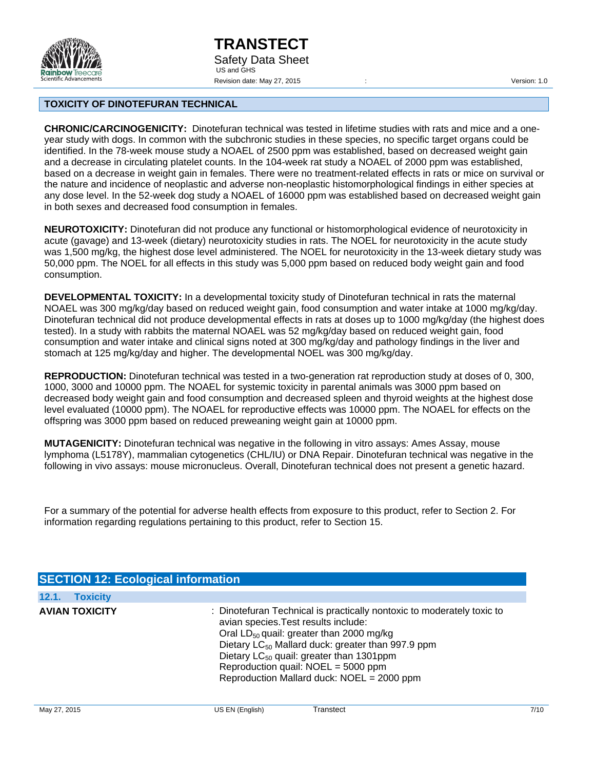### TOXICITY OF DINOTEFURAN TECHNICAL

**CHRONIC/CARCINOGENICITY:** Dinotefuran technical was tested in lifetime studies with rats and mice and a one-year study with dogs. In common with the subchronic studies in these species, no specific target organs could be identified. In the 78-week mouse study a NOAEL of 2500 ppm was established, based on decreased weight gain and a decrease in circulating platelet counts. In the 104-week rat study a NOAEL of 2000 ppm was established, based on a decrease in weight gain in females. There were no treatment-related effects in rats or mice on survival or the nature and incidence of neoplastic and adverse non-neoplastic histomorphological findings in either species at any dose level. In the 52-week dog study a NOAEL of 16000 ppm was established based on decreased weight gain in both sexes and decreased food consumption in females.

**NEUROTOXICITY:** Dinotefuran did not produce any functional or histomorphological evidence of neurotoxicity in acute (gavage) and 13-week (dietary) neurotoxicity studies in rats. The NOEL for neurotoxicity in the acute study was 1,500 mg/kg, the highest dose level administered. The NOEL for neurotoxicity in the 13-week dietary study was 50,000 ppm. The NOEL for all effects in this study was 5,000 ppm based on reduced body weight gain and food consumption.

**DEVELOPMENTAL TOXICITY:** In a developmental toxicity study of Dinotefuran technical in rats the maternal NOAEL was 300 mg/kg/day based on reduced weight gain, food consumption and water intake at 1000 mg/kg/day. Dinotefuran technical did not produce developmental effects in rats at doses up to 1000 mg/kg/day (the highest does tested). In a study with rabbits the maternal NOAEL was 52 mg/kg/day based on reduced weight gain, food consumption and water intake and clinical signs noted at 300 mg/kg/day and pathology findings in the liver and stomach at 125 mg/kg/day and higher. The developmental NOEL was 300 mg/kg/day.

**REPRODUCTION:** Dinotefuran technical was tested in a two-generation rat reproduction study at doses of 0, 300, 1000, 3000 and 10000 ppm. The NOAEL for systemic toxicity in parental animals was 3000 ppm based on decreased body weight gain and food consumption and decreased spleen and thyroid weights at the highest dose level evaluated (10000 ppm). The NOAEL for reproductive effects was 10000 ppm. The NOAEL for effects on the offspring was 3000 ppm based on reduced preweaning weight gain at 10000 ppm.

**MUTAGENICITY:** Dinotefuran technical was negative in the following in vitro assays: Ames Assay, mouse lymphoma (L5178Y), mammalian cytogenetics (CHL/IU) or DNA Repair. Dinotefuran technical was negative in the following in vivo assays: mouse micronucleus. Overall, Dinotefuran technical does not present a genetic hazard.

For a summary of the potential for adverse health effects from exposure to this product, refer to Section 2. For information regarding regulations pertaining to this product, refer to Section 15.

## SECTION 12: Ecological information

### 12.1. Toxicity

**AVIAN TOXICITY** : Dinotefuran Technical is practically nontoxic to moderately toxic to avian species.Test results include:
Oral $LD_{50}$ quail: greater than 2000 mg/kg
Dietary $LC_{50}$ Mallard duck: greater than 997.9 ppm
Dietary $LC_{50}$ quail: greater than 1301ppm
Reproduction quail: NOEL = 5000 ppm
Reproduction Mallard duck: NOEL = 2000 ppm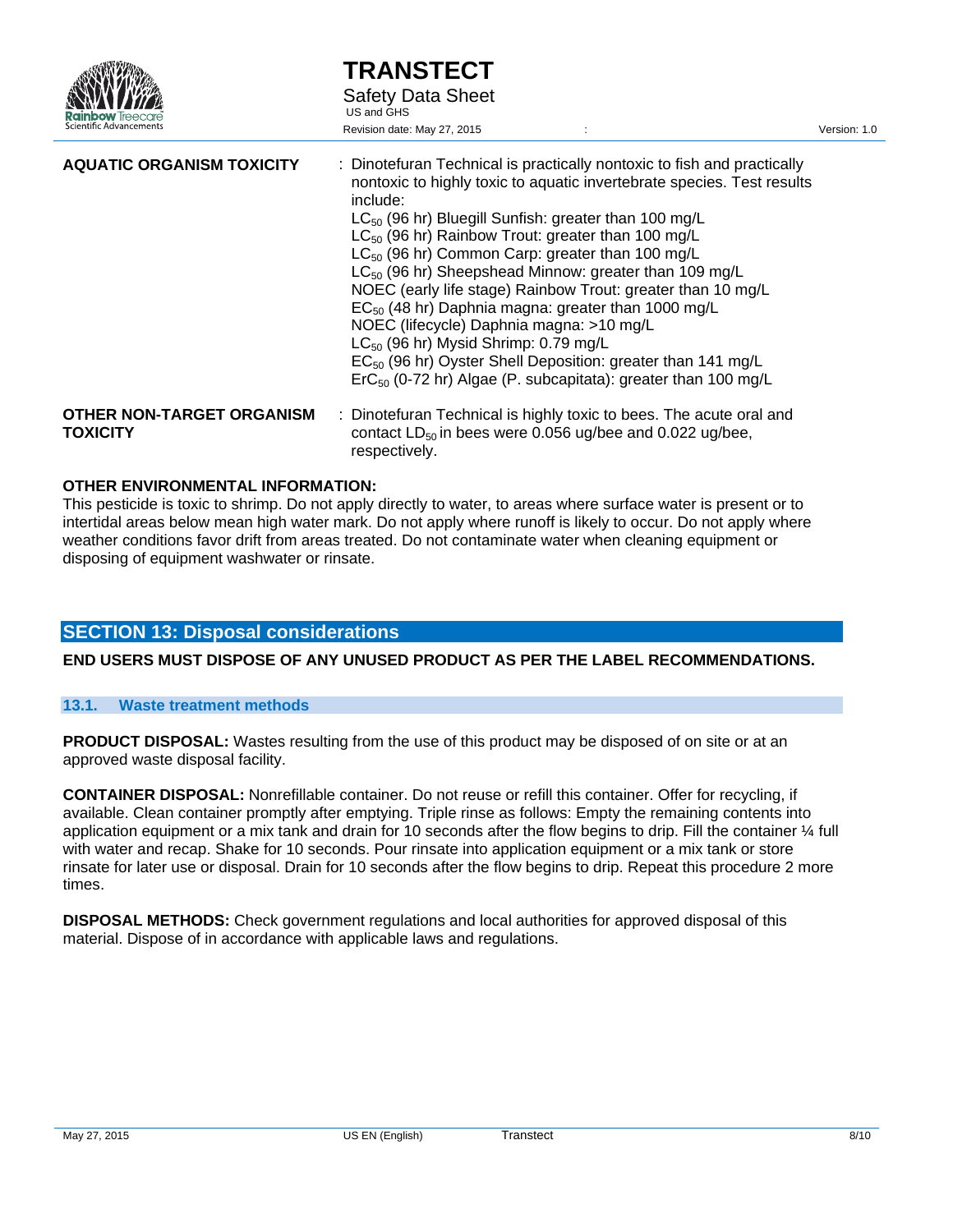**AQUATIC ORGANISM TOXICITY** : Dinotefuran Technical is practically nontoxic to fish and practically nontoxic to highly toxic to aquatic invertebrate species. Test results include:
$LC_{50}$ (96 hr) Bluegill Sunfish: greater than 100 mg/L
$LC_{50}$ (96 hr) Rainbow Trout: greater than 100 mg/L
$LC_{50}$ (96 hr) Common Carp: greater than 100 mg/L
$LC_{50}$ (96 hr) Sheepshead Minnow: greater than 109 mg/L
NOEC (early life stage) Rainbow Trout: greater than 10 mg/L
$EC_{50}$ (48 hr) Daphnia magna: greater than 1000 mg/L
NOEC (lifecycle) Daphnia magna: >10 mg/L
$LC_{50}$ (96 hr) Mysid Shrimp: 0.79 mg/L
$EC_{50}$ (96 hr) Oyster Shell Deposition: greater than 141 mg/L
$ErC_{50}$ (0-72 hr) Algae (P. subcapitata): greater than 100 mg/L

**OTHER NON-TARGET ORGANISM TOXICITY** : Dinotefuran Technical is highly toxic to bees. The acute oral and contact $LD_{50}$ in bees were 0.056 ug/bee and 0.022 ug/bee, respectively.

**OTHER ENVIRONMENTAL INFORMATION:**
This pesticide is toxic to shrimp. Do not apply directly to water, to areas where surface water is present or to intertidal areas below mean high water mark. Do not apply where runoff is likely to occur. Do not apply where weather conditions favor drift from areas treated. Do not contaminate water when cleaning equipment or disposing of equipment washwater or rinsate.

## SECTION 13: Disposal considerations

**END USERS MUST DISPOSE OF ANY UNUSED PRODUCT AS PER THE LABEL RECOMMENDATIONS.**

### 13.1. Waste treatment methods

**PRODUCT DISPOSAL:** Wastes resulting from the use of this product may be disposed of on site or at an approved waste disposal facility.

**CONTAINER DISPOSAL:** Nonrefillable container. Do not reuse or refill this container. Offer for recycling, if available. Clean container promptly after emptying. Triple rinse as follows: Empty the remaining contents into application equipment or a mix tank and drain for 10 seconds after the flow begins to drip. Fill the container ¼ full with water and recap. Shake for 10 seconds. Pour rinsate into application equipment or a mix tank or store rinsate for later use or disposal. Drain for 10 seconds after the flow begins to drip. Repeat this procedure 2 more times.

**DISPOSAL METHODS:** Check government regulations and local authorities for approved disposal of this material. Dispose of in accordance with applicable laws and regulations.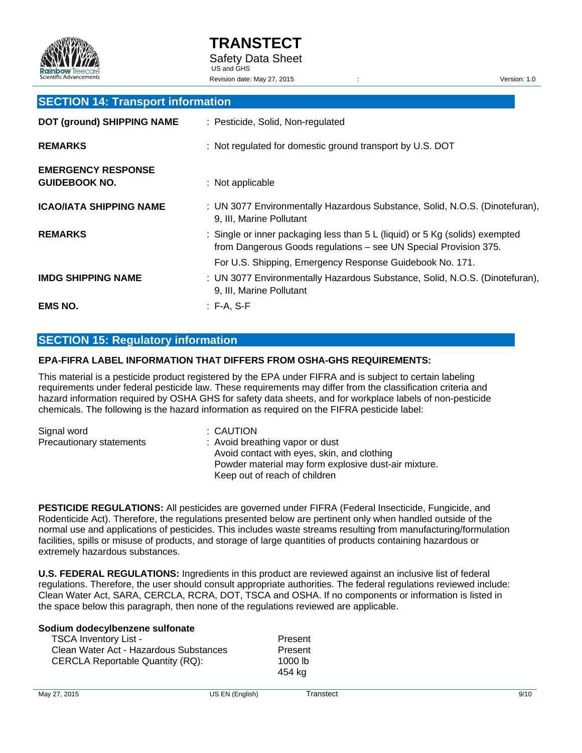## SECTION 14: Transport information

| | |
|---|---|
| **DOT (ground) SHIPPING NAME** | : Pesticide, Solid, Non-regulated |
| **REMARKS** | : Not regulated for domestic ground transport by U.S. DOT |
| **EMERGENCY RESPONSE GUIDEBOOK NO.** | : Not applicable |
| **ICAO/IATA SHIPPING NAME** | : UN 3077 Environmentally Hazardous Substance, Solid, N.O.S. (Dinotefuran), 9, III, Marine Pollutant |
| **REMARKS** | : Single or inner packaging less than 5 L (liquid) or 5 Kg (solids) exempted from Dangerous Goods regulations – see UN Special Provision 375. For U.S. Shipping, Emergency Response Guidebook No. 171. |
| **IMDG SHIPPING NAME** | : UN 3077 Environmentally Hazardous Substance, Solid, N.O.S. (Dinotefuran), 9, III, Marine Pollutant |
| **EMS NO.** | : F-A, S-F |

## SECTION 15: Regulatory information

**EPA-FIFRA LABEL INFORMATION THAT DIFFERS FROM OSHA-GHS REQUIREMENTS:**

This material is a pesticide product registered by the EPA under FIFRA and is subject to certain labeling requirements under federal pesticide law. These requirements may differ from the classification criteria and hazard information required by OSHA GHS for safety data sheets, and for workplace labels of non-pesticide chemicals. The following is the hazard information as required on the FIFRA pesticide label:

Signal word : CAUTION

Precautionary statements : Avoid breathing vapor or dust
Avoid contact with eyes, skin, and clothing
Powder material may form explosive dust-air mixture.
Keep out of reach of children

**PESTICIDE REGULATIONS:** All pesticides are governed under FIFRA (Federal Insecticide, Fungicide, and Rodenticide Act). Therefore, the regulations presented below are pertinent only when handled outside of the normal use and applications of pesticides. This includes waste streams resulting from manufacturing/formulation facilities, spills or misuse of products, and storage of large quantities of products containing hazardous or extremely hazardous substances.

**U.S. FEDERAL REGULATIONS:** Ingredients in this product are reviewed against an inclusive list of federal regulations. Therefore, the user should consult appropriate authorities. The federal regulations reviewed include: Clean Water Act, SARA, CERCLA, RCRA, DOT, TSCA and OSHA. If no components or information is listed in the space below this paragraph, then none of the regulations reviewed are applicable.

**Sodium dodecylbenzene sulfonate**

| | |
|---|---|
| TSCA Inventory List - | Present |
| Clean Water Act - Hazardous Substances | Present |
| CERCLA Reportable Quantity (RQ): | 1000 lb<br>454 kg |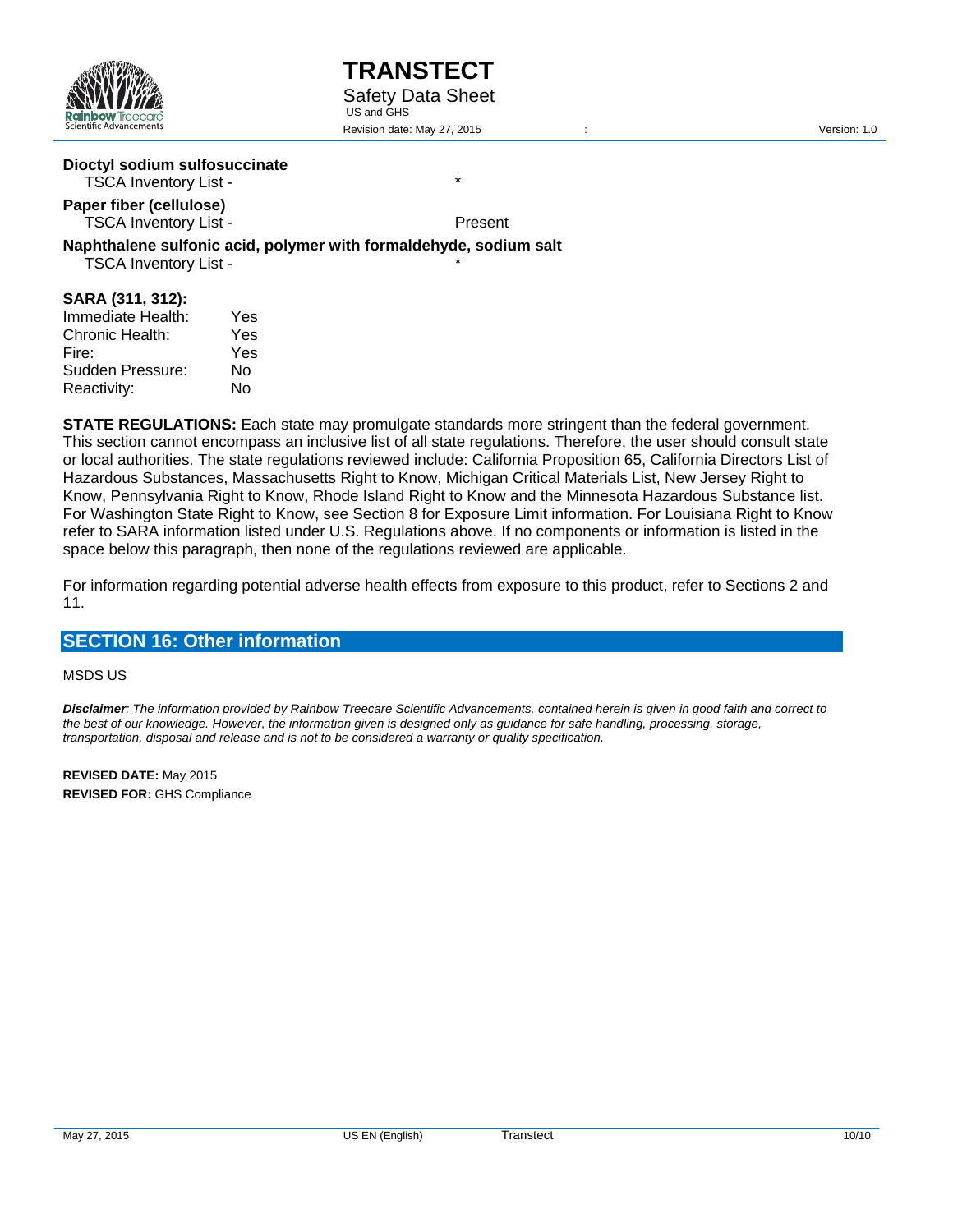**Dioctyl sodium sulfosuccinate**

TSCA Inventory List - *

**Paper fiber (cellulose)**

TSCA Inventory List - Present

**Naphthalene sulfonic acid, polymer with formaldehyde, sodium salt**

TSCA Inventory List - *

**SARA (311, 312):**

| | |
|---|---|
| Immediate Health: | Yes |
| Chronic Health: | Yes |
| Fire: | Yes |
| Sudden Pressure: | No |
| Reactivity: | No |

**STATE REGULATIONS:** Each state may promulgate standards more stringent than the federal government. This section cannot encompass an inclusive list of all state regulations. Therefore, the user should consult state or local authorities. The state regulations reviewed include: California Proposition 65, California Directors List of Hazardous Substances, Massachusetts Right to Know, Michigan Critical Materials List, New Jersey Right to Know, Pennsylvania Right to Know, Rhode Island Right to Know and the Minnesota Hazardous Substance list. For Washington State Right to Know, see Section 8 for Exposure Limit information. For Louisiana Right to Know refer to SARA information listed under U.S. Regulations above. If no components or information is listed in the space below this paragraph, then none of the regulations reviewed are applicable.

For information regarding potential adverse health effects from exposure to this product, refer to Sections 2 and 11.

## SECTION 16: Other information

MSDS US

***Disclaimer**: The information provided by Rainbow Treecare Scientific Advancements. contained herein is given in good faith and correct to the best of our knowledge. However, the information given is designed only as guidance for safe handling, processing, storage, transportation, disposal and release and is not to be considered a warranty or quality specification.*

**REVISED DATE:** May 2015

**REVISED FOR:** GHS Compliance